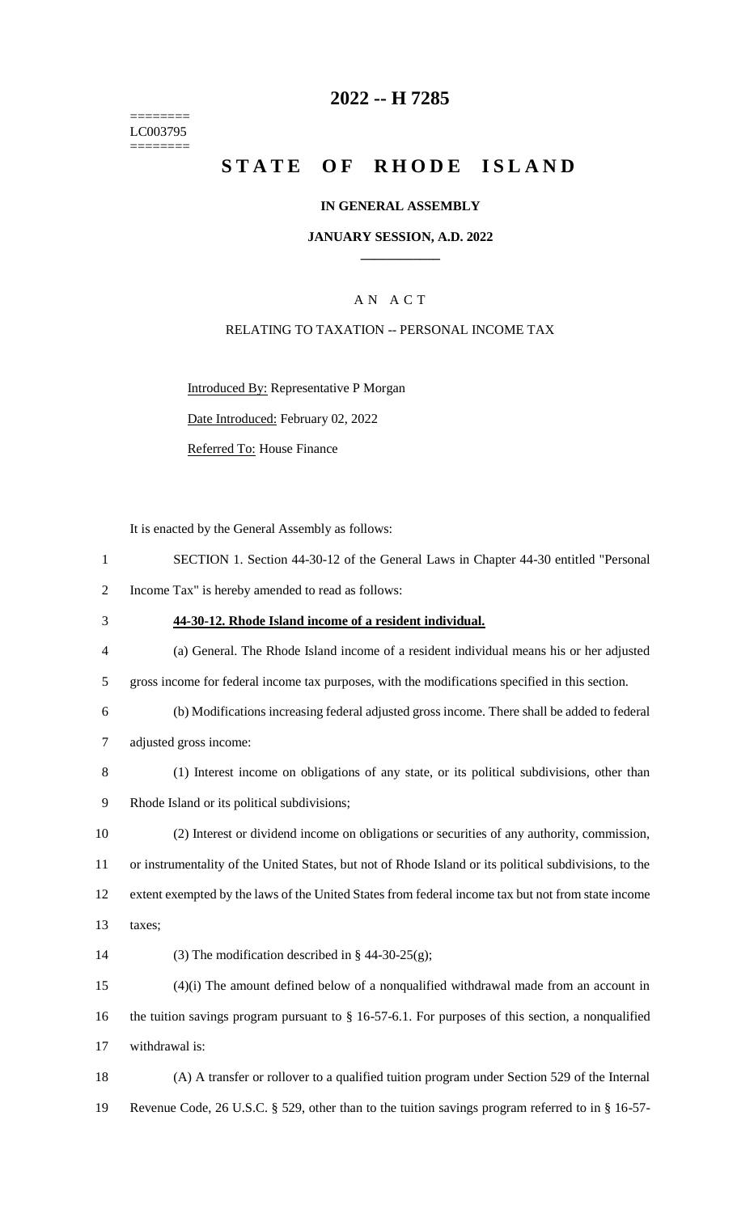========
LC003795
========

# 2022 -- H 7285

# STATE OF RHODE ISLAND

**IN GENERAL ASSEMBLY**

**JANUARY SESSION, A.D. 2022**

A N A C T

RELATING TO TAXATION -- PERSONAL INCOME TAX

Introduced By: Representative P Morgan

Date Introduced: February 02, 2022

Referred To: House Finance

It is enacted by the General Assembly as follows:

1 SECTION 1. Section 44-30-12 of the General Laws in Chapter 44-30 entitled "Personal
2 Income Tax" is hereby amended to read as follows:

3 **44-30-12. Rhode Island income of a resident individual.**

4 (a) General. The Rhode Island income of a resident individual means his or her adjusted
5 gross income for federal income tax purposes, with the modifications specified in this section.

6 (b) Modifications increasing federal adjusted gross income. There shall be added to federal
7 adjusted gross income:

8 (1) Interest income on obligations of any state, or its political subdivisions, other than
9 Rhode Island or its political subdivisions;

10 (2) Interest or dividend income on obligations or securities of any authority, commission,
11 or instrumentality of the United States, but not of Rhode Island or its political subdivisions, to the
12 extent exempted by the laws of the United States from federal income tax but not from state income
13 taxes;

14 (3) The modification described in § 44-30-25(g);

15 (4)(i) The amount defined below of a nonqualified withdrawal made from an account in
16 the tuition savings program pursuant to § 16-57-6.1. For purposes of this section, a nonqualified
17 withdrawal is:

18 (A) A transfer or rollover to a qualified tuition program under Section 529 of the Internal
19 Revenue Code, 26 U.S.C. § 529, other than to the tuition savings program referred to in § 16-57-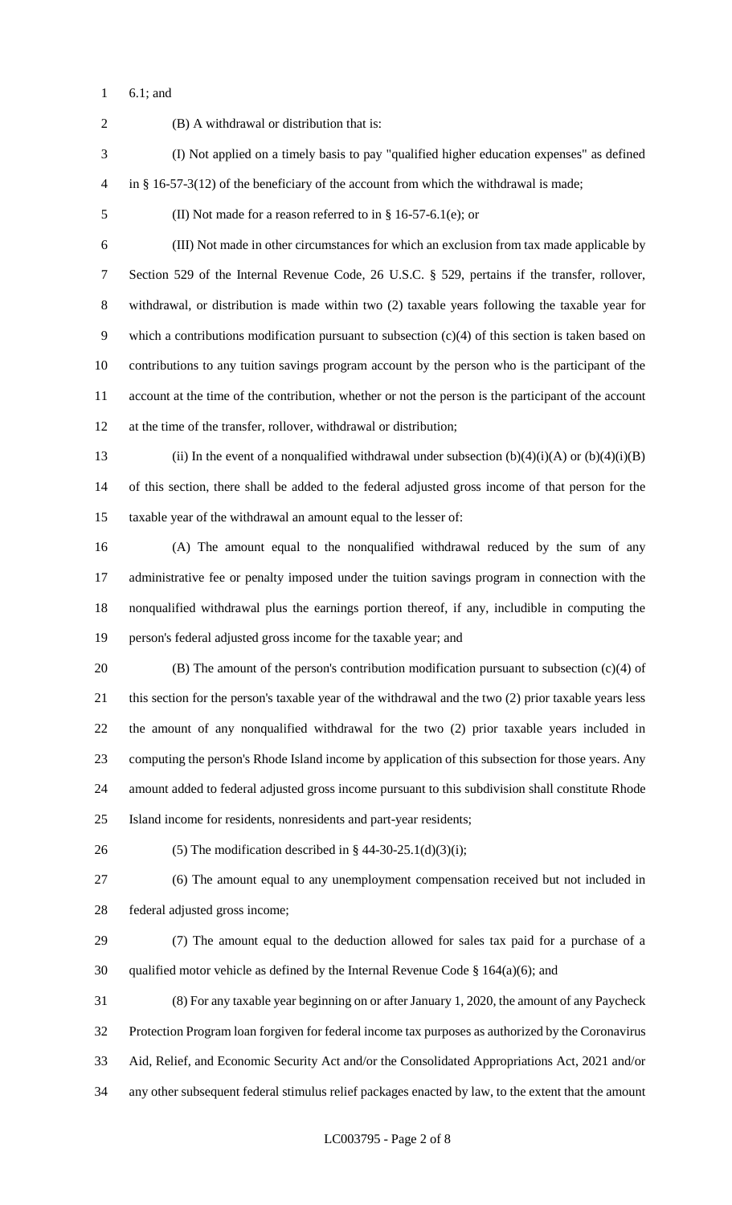6.1; and

(B) A withdrawal or distribution that is:

(I) Not applied on a timely basis to pay "qualified higher education expenses" as defined in § 16-57-3(12) of the beneficiary of the account from which the withdrawal is made;

(II) Not made for a reason referred to in § 16-57-6.1(e); or

(III) Not made in other circumstances for which an exclusion from tax made applicable by Section 529 of the Internal Revenue Code, 26 U.S.C. § 529, pertains if the transfer, rollover, withdrawal, or distribution is made within two (2) taxable years following the taxable year for which a contributions modification pursuant to subsection (c)(4) of this section is taken based on contributions to any tuition savings program account by the person who is the participant of the account at the time of the contribution, whether or not the person is the participant of the account at the time of the transfer, rollover, withdrawal or distribution;

(ii) In the event of a nonqualified withdrawal under subsection (b)(4)(i)(A) or (b)(4)(i)(B) of this section, there shall be added to the federal adjusted gross income of that person for the taxable year of the withdrawal an amount equal to the lesser of:

(A) The amount equal to the nonqualified withdrawal reduced by the sum of any administrative fee or penalty imposed under the tuition savings program in connection with the nonqualified withdrawal plus the earnings portion thereof, if any, includible in computing the person's federal adjusted gross income for the taxable year; and

(B) The amount of the person's contribution modification pursuant to subsection (c)(4) of this section for the person's taxable year of the withdrawal and the two (2) prior taxable years less the amount of any nonqualified withdrawal for the two (2) prior taxable years included in computing the person's Rhode Island income by application of this subsection for those years. Any amount added to federal adjusted gross income pursuant to this subdivision shall constitute Rhode Island income for residents, nonresidents and part-year residents;

(5) The modification described in § 44-30-25.1(d)(3)(i);

(6) The amount equal to any unemployment compensation received but not included in federal adjusted gross income;

(7) The amount equal to the deduction allowed for sales tax paid for a purchase of a qualified motor vehicle as defined by the Internal Revenue Code § 164(a)(6); and

(8) For any taxable year beginning on or after January 1, 2020, the amount of any Paycheck Protection Program loan forgiven for federal income tax purposes as authorized by the Coronavirus Aid, Relief, and Economic Security Act and/or the Consolidated Appropriations Act, 2021 and/or any other subsequent federal stimulus relief packages enacted by law, to the extent that the amount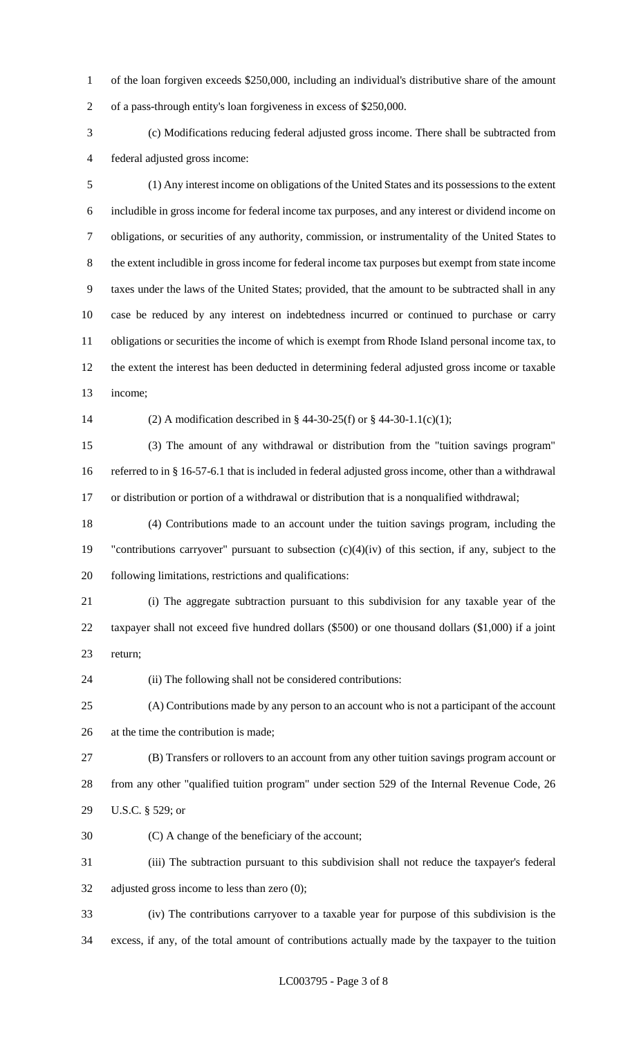of the loan forgiven exceeds $250,000, including an individual's distributive share of the amount of a pass-through entity's loan forgiveness in excess of $250,000.

(c) Modifications reducing federal adjusted gross income. There shall be subtracted from federal adjusted gross income:

(1) Any interest income on obligations of the United States and its possessions to the extent includible in gross income for federal income tax purposes, and any interest or dividend income on obligations, or securities of any authority, commission, or instrumentality of the United States to the extent includible in gross income for federal income tax purposes but exempt from state income taxes under the laws of the United States; provided, that the amount to be subtracted shall in any case be reduced by any interest on indebtedness incurred or continued to purchase or carry obligations or securities the income of which is exempt from Rhode Island personal income tax, to the extent the interest has been deducted in determining federal adjusted gross income or taxable income;

(2) A modification described in § 44-30-25(f) or § 44-30-1.1(c)(1);

(3) The amount of any withdrawal or distribution from the "tuition savings program" referred to in § 16-57-6.1 that is included in federal adjusted gross income, other than a withdrawal or distribution or portion of a withdrawal or distribution that is a nonqualified withdrawal;

(4) Contributions made to an account under the tuition savings program, including the "contributions carryover" pursuant to subsection (c)(4)(iv) of this section, if any, subject to the following limitations, restrictions and qualifications:

(i) The aggregate subtraction pursuant to this subdivision for any taxable year of the taxpayer shall not exceed five hundred dollars ($500) or one thousand dollars ($1,000) if a joint return;

(ii) The following shall not be considered contributions:

(A) Contributions made by any person to an account who is not a participant of the account at the time the contribution is made;

(B) Transfers or rollovers to an account from any other tuition savings program account or from any other "qualified tuition program" under section 529 of the Internal Revenue Code, 26 U.S.C. § 529; or

(C) A change of the beneficiary of the account;

(iii) The subtraction pursuant to this subdivision shall not reduce the taxpayer's federal adjusted gross income to less than zero (0);

(iv) The contributions carryover to a taxable year for purpose of this subdivision is the excess, if any, of the total amount of contributions actually made by the taxpayer to the tuition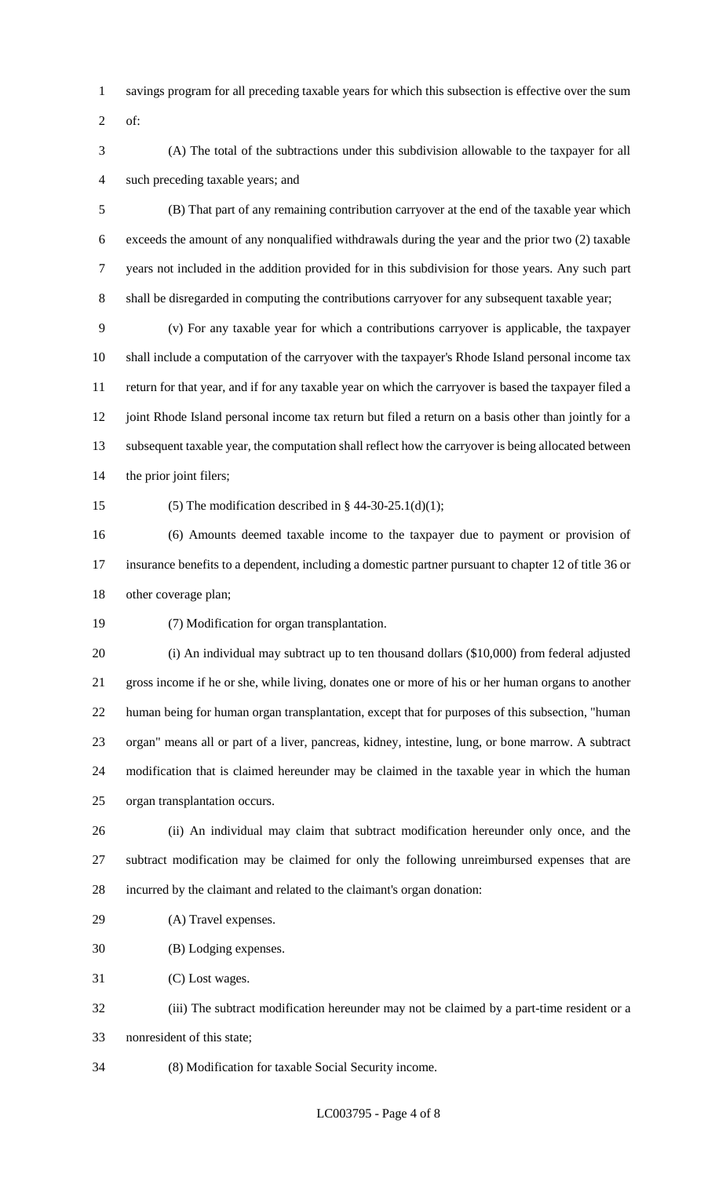savings program for all preceding taxable years for which this subsection is effective over the sum of:

(A) The total of the subtractions under this subdivision allowable to the taxpayer for all such preceding taxable years; and

(B) That part of any remaining contribution carryover at the end of the taxable year which exceeds the amount of any nonqualified withdrawals during the year and the prior two (2) taxable years not included in the addition provided for in this subdivision for those years. Any such part shall be disregarded in computing the contributions carryover for any subsequent taxable year;

(v) For any taxable year for which a contributions carryover is applicable, the taxpayer shall include a computation of the carryover with the taxpayer's Rhode Island personal income tax return for that year, and if for any taxable year on which the carryover is based the taxpayer filed a joint Rhode Island personal income tax return but filed a return on a basis other than jointly for a subsequent taxable year, the computation shall reflect how the carryover is being allocated between the prior joint filers;

(5) The modification described in § 44-30-25.1(d)(1);

(6) Amounts deemed taxable income to the taxpayer due to payment or provision of insurance benefits to a dependent, including a domestic partner pursuant to chapter 12 of title 36 or other coverage plan;

(7) Modification for organ transplantation.

(i) An individual may subtract up to ten thousand dollars ($10,000) from federal adjusted gross income if he or she, while living, donates one or more of his or her human organs to another human being for human organ transplantation, except that for purposes of this subsection, "human organ" means all or part of a liver, pancreas, kidney, intestine, lung, or bone marrow. A subtract modification that is claimed hereunder may be claimed in the taxable year in which the human organ transplantation occurs.

(ii) An individual may claim that subtract modification hereunder only once, and the subtract modification may be claimed for only the following unreimbursed expenses that are incurred by the claimant and related to the claimant's organ donation:

(A) Travel expenses.

(B) Lodging expenses.

(C) Lost wages.

(iii) The subtract modification hereunder may not be claimed by a part-time resident or a nonresident of this state;

(8) Modification for taxable Social Security income.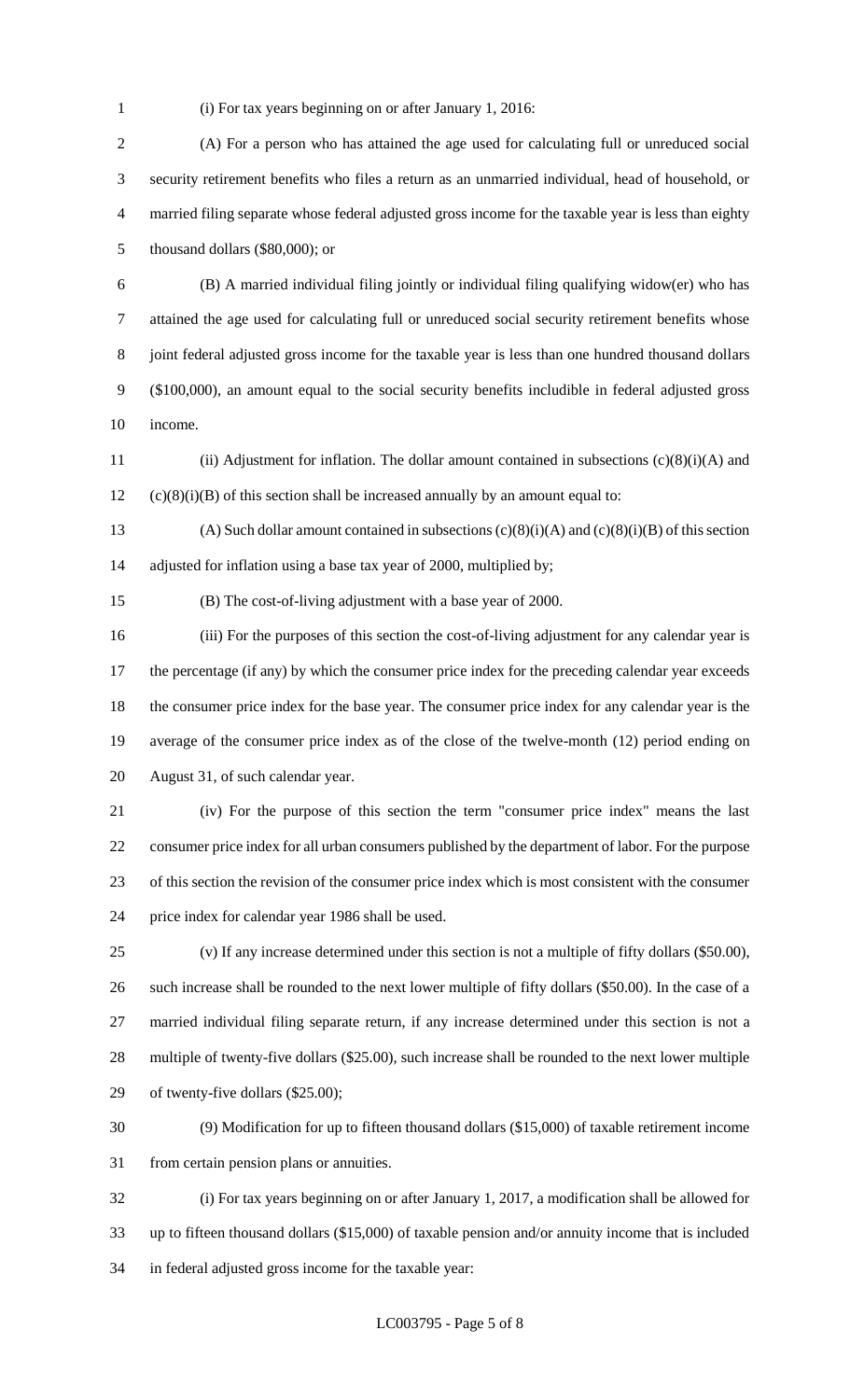(i) For tax years beginning on or after January 1, 2016:

(A) For a person who has attained the age used for calculating full or unreduced social security retirement benefits who files a return as an unmarried individual, head of household, or married filing separate whose federal adjusted gross income for the taxable year is less than eighty thousand dollars ($80,000); or

(B) A married individual filing jointly or individual filing qualifying widow(er) who has attained the age used for calculating full or unreduced social security retirement benefits whose joint federal adjusted gross income for the taxable year is less than one hundred thousand dollars ($100,000), an amount equal to the social security benefits includible in federal adjusted gross income.

(ii) Adjustment for inflation. The dollar amount contained in subsections (c)(8)(i)(A) and (c)(8)(i)(B) of this section shall be increased annually by an amount equal to:

(A) Such dollar amount contained in subsections (c)(8)(i)(A) and (c)(8)(i)(B) of this section adjusted for inflation using a base tax year of 2000, multiplied by;

(B) The cost-of-living adjustment with a base year of 2000.

(iii) For the purposes of this section the cost-of-living adjustment for any calendar year is the percentage (if any) by which the consumer price index for the preceding calendar year exceeds the consumer price index for the base year. The consumer price index for any calendar year is the average of the consumer price index as of the close of the twelve-month (12) period ending on August 31, of such calendar year.

(iv) For the purpose of this section the term "consumer price index" means the last consumer price index for all urban consumers published by the department of labor. For the purpose of this section the revision of the consumer price index which is most consistent with the consumer price index for calendar year 1986 shall be used.

(v) If any increase determined under this section is not a multiple of fifty dollars ($50.00), such increase shall be rounded to the next lower multiple of fifty dollars ($50.00). In the case of a married individual filing separate return, if any increase determined under this section is not a multiple of twenty-five dollars ($25.00), such increase shall be rounded to the next lower multiple of twenty-five dollars ($25.00);

(9) Modification for up to fifteen thousand dollars ($15,000) of taxable retirement income from certain pension plans or annuities.

(i) For tax years beginning on or after January 1, 2017, a modification shall be allowed for up to fifteen thousand dollars ($15,000) of taxable pension and/or annuity income that is included in federal adjusted gross income for the taxable year: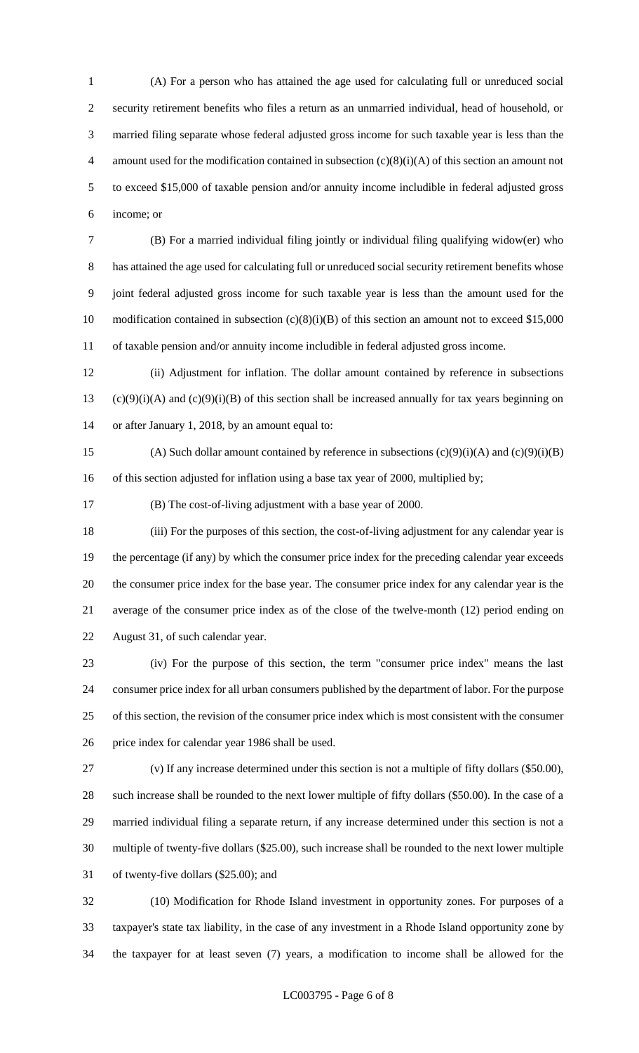(A) For a person who has attained the age used for calculating full or unreduced social security retirement benefits who files a return as an unmarried individual, head of household, or married filing separate whose federal adjusted gross income for such taxable year is less than the amount used for the modification contained in subsection (c)(8)(i)(A) of this section an amount not to exceed $15,000 of taxable pension and/or annuity income includible in federal adjusted gross income; or

(B) For a married individual filing jointly or individual filing qualifying widow(er) who has attained the age used for calculating full or unreduced social security retirement benefits whose joint federal adjusted gross income for such taxable year is less than the amount used for the modification contained in subsection (c)(8)(i)(B) of this section an amount not to exceed $15,000 of taxable pension and/or annuity income includible in federal adjusted gross income.

(ii) Adjustment for inflation. The dollar amount contained by reference in subsections (c)(9)(i)(A) and (c)(9)(i)(B) of this section shall be increased annually for tax years beginning on or after January 1, 2018, by an amount equal to:

(A) Such dollar amount contained by reference in subsections (c)(9)(i)(A) and (c)(9)(i)(B) of this section adjusted for inflation using a base tax year of 2000, multiplied by;

(B) The cost-of-living adjustment with a base year of 2000.

(iii) For the purposes of this section, the cost-of-living adjustment for any calendar year is the percentage (if any) by which the consumer price index for the preceding calendar year exceeds the consumer price index for the base year. The consumer price index for any calendar year is the average of the consumer price index as of the close of the twelve-month (12) period ending on August 31, of such calendar year.

(iv) For the purpose of this section, the term "consumer price index" means the last consumer price index for all urban consumers published by the department of labor. For the purpose of this section, the revision of the consumer price index which is most consistent with the consumer price index for calendar year 1986 shall be used.

(v) If any increase determined under this section is not a multiple of fifty dollars ($50.00), such increase shall be rounded to the next lower multiple of fifty dollars ($50.00). In the case of a married individual filing a separate return, if any increase determined under this section is not a multiple of twenty-five dollars ($25.00), such increase shall be rounded to the next lower multiple of twenty-five dollars ($25.00); and

(10) Modification for Rhode Island investment in opportunity zones. For purposes of a taxpayer's state tax liability, in the case of any investment in a Rhode Island opportunity zone by the taxpayer for at least seven (7) years, a modification to income shall be allowed for the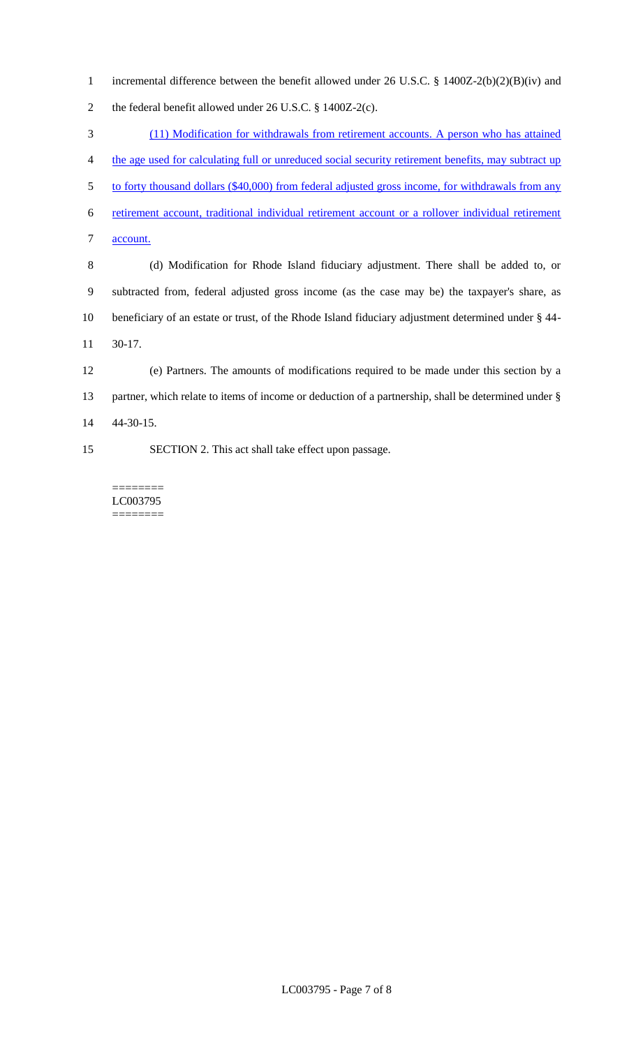incremental difference between the benefit allowed under 26 U.S.C. § 1400Z-2(b)(2)(B)(iv) and the federal benefit allowed under 26 U.S.C. § 1400Z-2(c).

(11) Modification for withdrawals from retirement accounts. A person who has attained the age used for calculating full or unreduced social security retirement benefits, may subtract up to forty thousand dollars ($40,000) from federal adjusted gross income, for withdrawals from any retirement account, traditional individual retirement account or a rollover individual retirement account.

(d) Modification for Rhode Island fiduciary adjustment. There shall be added to, or subtracted from, federal adjusted gross income (as the case may be) the taxpayer's share, as beneficiary of an estate or trust, of the Rhode Island fiduciary adjustment determined under § 44-30-17.

(e) Partners. The amounts of modifications required to be made under this section by a partner, which relate to items of income or deduction of a partnership, shall be determined under § 44-30-15.

SECTION 2. This act shall take effect upon passage.

========
LC003795
========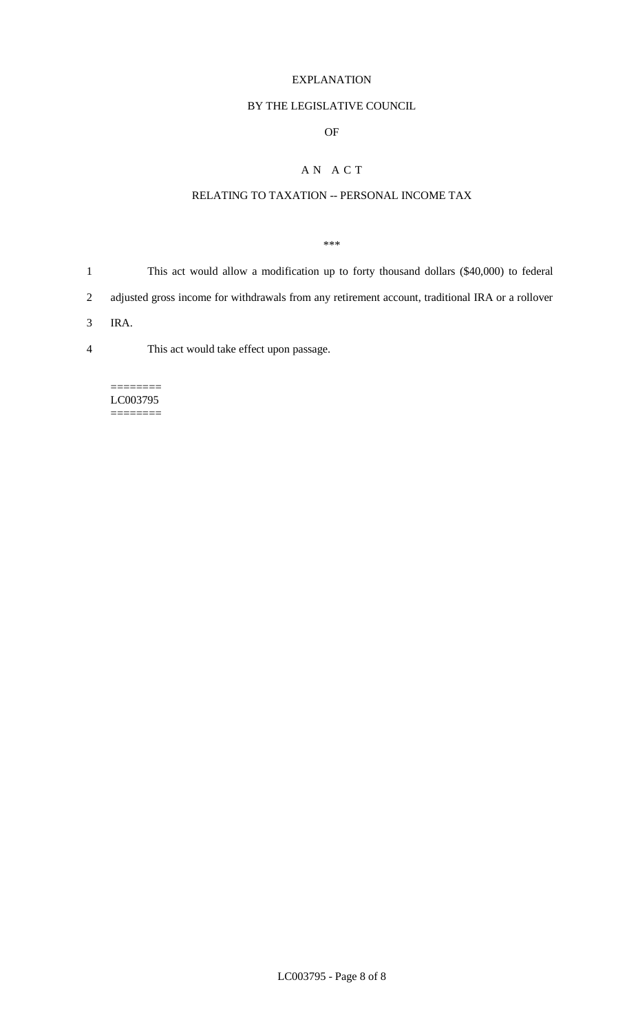EXPLANATION

BY THE LEGISLATIVE COUNCIL

OF

A N A C T

RELATING TO TAXATION -- PERSONAL INCOME TAX

\*\*\*

This act would allow a modification up to forty thousand dollars ($40,000) to federal adjusted gross income for withdrawals from any retirement account, traditional IRA or a rollover IRA.

This act would take effect upon passage.

========
LC003795
========